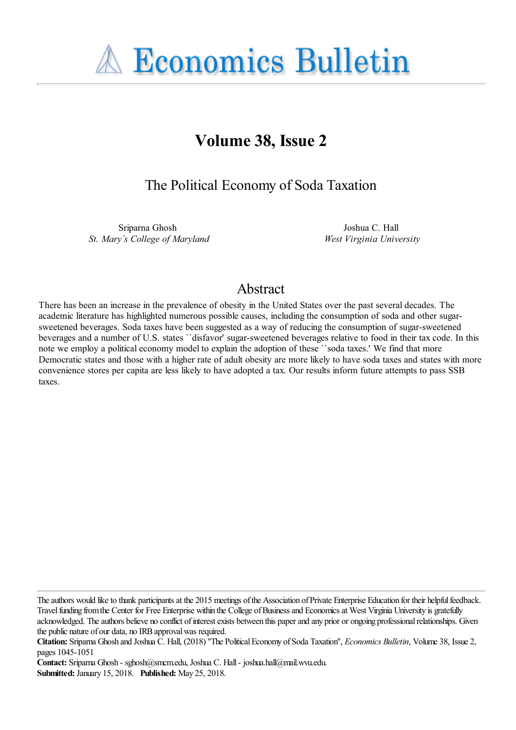# Economics Bulletin

## Volume 38, Issue 2

### The Political Economy of Soda Taxation

Sriparna Ghosh
*St. Mary's College of Maryland*

Joshua C. Hall
*West Virginia University*

## Abstract

There has been an increase in the prevalence of obesity in the United States over the past several decades. The academic literature has highlighted numerous possible causes, including the consumption of soda and other sugar-sweetened beverages. Soda taxes have been suggested as a way of reducing the consumption of sugar-sweetened beverages and a number of U.S. states ``disfavor' sugar-sweetened beverages relative to food in their tax code. In this note we employ a political economy model to explain the adoption of these ``soda taxes.' We find that more Democratic states and those with a higher rate of adult obesity are more likely to have soda taxes and states with more convenience stores per capita are less likely to have adopted a tax. Our results inform future attempts to pass SSB taxes.

---

The authors would like to thank participants at the 2015 meetings of the Association of Private Enterprise Education for their helpful feedback. Travel funding from the Center for Free Enterprise within the College of Business and Economics at West Virginia University is gratefully acknowledged. The authors believe no conflict of interest exists between this paper and any prior or ongoing professional relationships. Given the public nature of our data, no IRB approval was required.

**Citation:** Sriparna Ghosh and Joshua C. Hall, (2018) "The Political Economy of Soda Taxation", *Economics Bulletin*, Volume 38, Issue 2, pages 1045-1051

**Contact:** Sriparna Ghosh - sghosh@smcm.edu, Joshua C. Hall - joshua.hall@mail.wvu.edu.

**Submitted:** January 15, 2018. **Published:** May 25, 2018.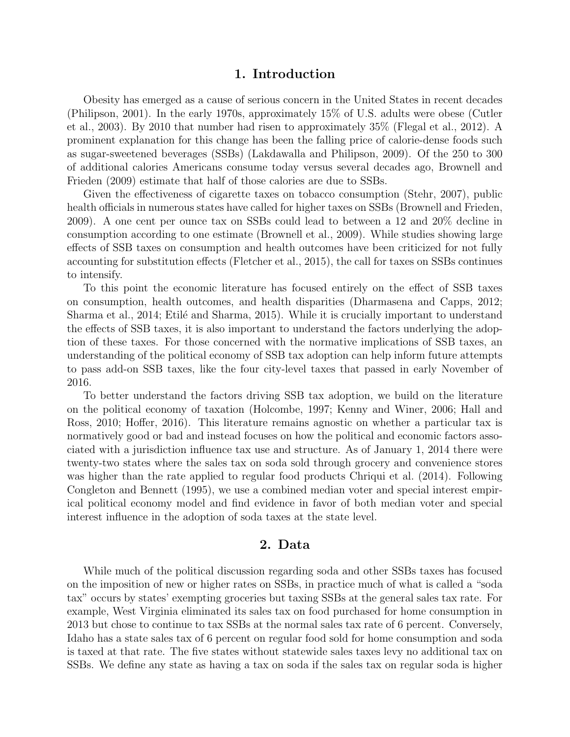## 1. Introduction

Obesity has emerged as a cause of serious concern in the United States in recent decades (Philipson, 2001). In the early 1970s, approximately 15% of U.S. adults were obese (Cutler et al., 2003). By 2010 that number had risen to approximately 35% (Flegal et al., 2012). A prominent explanation for this change has been the falling price of calorie-dense foods such as sugar-sweetened beverages (SSBs) (Lakdawalla and Philipson, 2009). Of the 250 to 300 of additional calories Americans consume today versus several decades ago, Brownell and Frieden (2009) estimate that half of those calories are due to SSBs.

Given the effectiveness of cigarette taxes on tobacco consumption (Stehr, 2007), public health officials in numerous states have called for higher taxes on SSBs (Brownell and Frieden, 2009). A one cent per ounce tax on SSBs could lead to between a 12 and 20% decline in consumption according to one estimate (Brownell et al., 2009). While studies showing large effects of SSB taxes on consumption and health outcomes have been criticized for not fully accounting for substitution effects (Fletcher et al., 2015), the call for taxes on SSBs continues to intensify.

To this point the economic literature has focused entirely on the effect of SSB taxes on consumption, health outcomes, and health disparities (Dharmasena and Capps, 2012; Sharma et al., 2014; Etilé and Sharma, 2015). While it is crucially important to understand the effects of SSB taxes, it is also important to understand the factors underlying the adoption of these taxes. For those concerned with the normative implications of SSB taxes, an understanding of the political economy of SSB tax adoption can help inform future attempts to pass add-on SSB taxes, like the four city-level taxes that passed in early November of 2016.

To better understand the factors driving SSB tax adoption, we build on the literature on the political economy of taxation (Holcombe, 1997; Kenny and Winer, 2006; Hall and Ross, 2010; Hoffer, 2016). This literature remains agnostic on whether a particular tax is normatively good or bad and instead focuses on how the political and economic factors associated with a jurisdiction influence tax use and structure. As of January 1, 2014 there were twenty-two states where the sales tax on soda sold through grocery and convenience stores was higher than the rate applied to regular food products Chriqui et al. (2014). Following Congleton and Bennett (1995), we use a combined median voter and special interest empirical political economy model and find evidence in favor of both median voter and special interest influence in the adoption of soda taxes at the state level.

## 2. Data

While much of the political discussion regarding soda and other SSBs taxes has focused on the imposition of new or higher rates on SSBs, in practice much of what is called a "soda tax" occurs by states' exempting groceries but taxing SSBs at the general sales tax rate. For example, West Virginia eliminated its sales tax on food purchased for home consumption in 2013 but chose to continue to tax SSBs at the normal sales tax rate of 6 percent. Conversely, Idaho has a state sales tax of 6 percent on regular food sold for home consumption and soda is taxed at that rate. The five states without statewide sales taxes levy no additional tax on SSBs. We define any state as having a tax on soda if the sales tax on regular soda is higher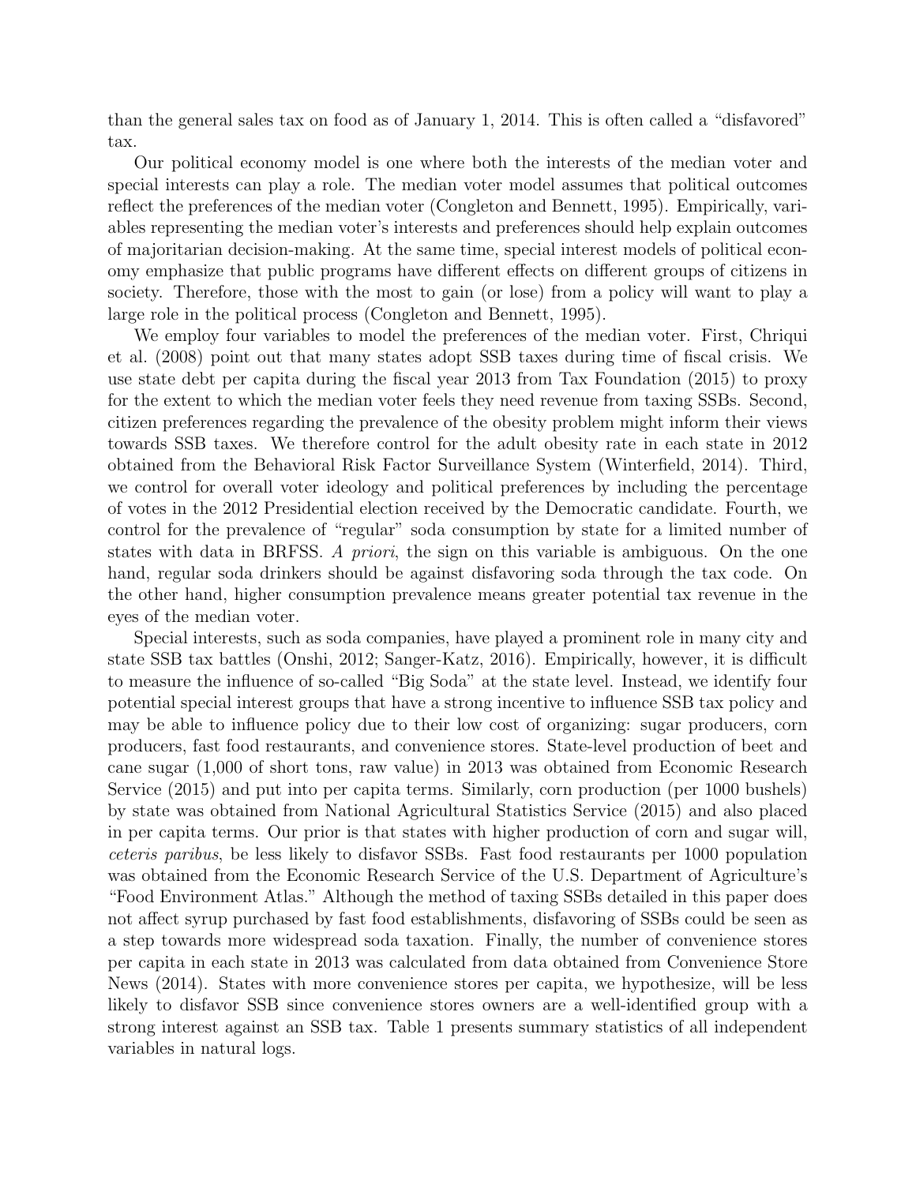than the general sales tax on food as of January 1, 2014. This is often called a "disfavored" tax.

Our political economy model is one where both the interests of the median voter and special interests can play a role. The median voter model assumes that political outcomes reflect the preferences of the median voter (Congleton and Bennett, 1995). Empirically, variables representing the median voter's interests and preferences should help explain outcomes of majoritarian decision-making. At the same time, special interest models of political economy emphasize that public programs have different effects on different groups of citizens in society. Therefore, those with the most to gain (or lose) from a policy will want to play a large role in the political process (Congleton and Bennett, 1995).

We employ four variables to model the preferences of the median voter. First, Chriqui et al. (2008) point out that many states adopt SSB taxes during time of fiscal crisis. We use state debt per capita during the fiscal year 2013 from Tax Foundation (2015) to proxy for the extent to which the median voter feels they need revenue from taxing SSBs. Second, citizen preferences regarding the prevalence of the obesity problem might inform their views towards SSB taxes. We therefore control for the adult obesity rate in each state in 2012 obtained from the Behavioral Risk Factor Surveillance System (Winterfield, 2014). Third, we control for overall voter ideology and political preferences by including the percentage of votes in the 2012 Presidential election received by the Democratic candidate. Fourth, we control for the prevalence of "regular" soda consumption by state for a limited number of states with data in BRFSS. *A priori*, the sign on this variable is ambiguous. On the one hand, regular soda drinkers should be against disfavoring soda through the tax code. On the other hand, higher consumption prevalence means greater potential tax revenue in the eyes of the median voter.

Special interests, such as soda companies, have played a prominent role in many city and state SSB tax battles (Onshi, 2012; Sanger-Katz, 2016). Empirically, however, it is difficult to measure the influence of so-called "Big Soda" at the state level. Instead, we identify four potential special interest groups that have a strong incentive to influence SSB tax policy and may be able to influence policy due to their low cost of organizing: sugar producers, corn producers, fast food restaurants, and convenience stores. State-level production of beet and cane sugar (1,000 of short tons, raw value) in 2013 was obtained from Economic Research Service (2015) and put into per capita terms. Similarly, corn production (per 1000 bushels) by state was obtained from National Agricultural Statistics Service (2015) and also placed in per capita terms. Our prior is that states with higher production of corn and sugar will, *ceteris paribus*, be less likely to disfavor SSBs. Fast food restaurants per 1000 population was obtained from the Economic Research Service of the U.S. Department of Agriculture's "Food Environment Atlas." Although the method of taxing SSBs detailed in this paper does not affect syrup purchased by fast food establishments, disfavoring of SSBs could be seen as a step towards more widespread soda taxation. Finally, the number of convenience stores per capita in each state in 2013 was calculated from data obtained from Convenience Store News (2014). States with more convenience stores per capita, we hypothesize, will be less likely to disfavor SSB since convenience stores owners are a well-identified group with a strong interest against an SSB tax. Table 1 presents summary statistics of all independent variables in natural logs.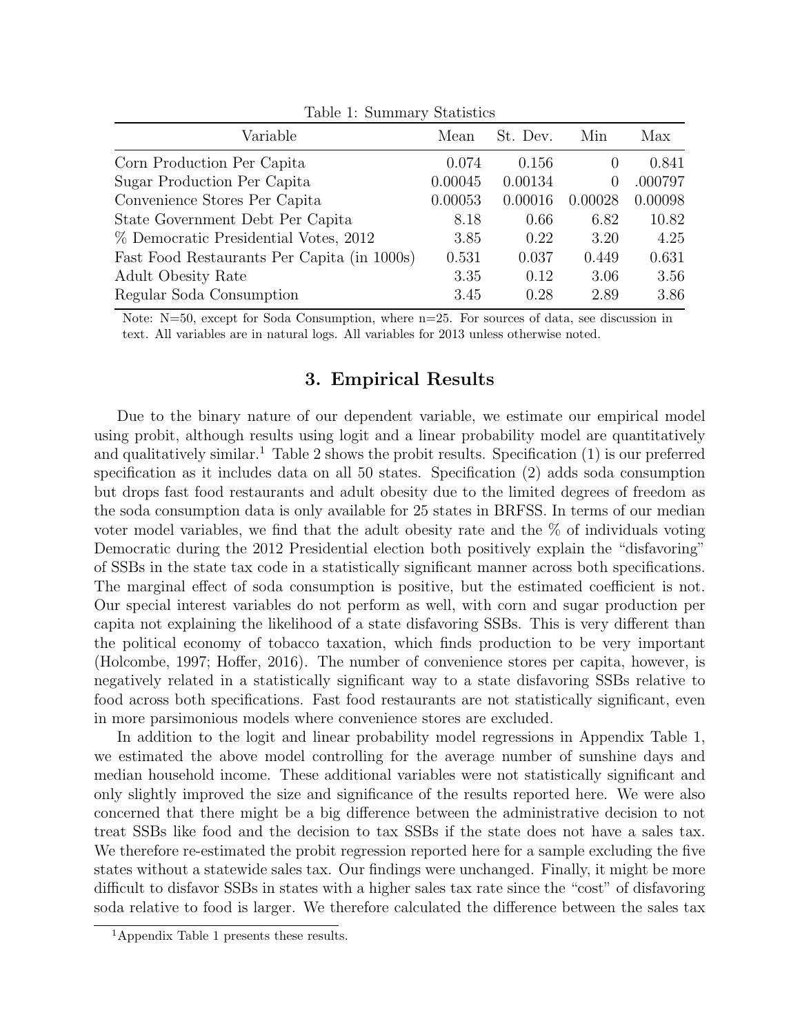Table 1: Summary Statistics

| Variable | Mean | St. Dev. | Min | Max |
|---|---|---|---|---|
| Corn Production Per Capita | 0.074 | 0.156 | 0 | 0.841 |
| Sugar Production Per Capita | 0.00045 | 0.00134 | 0 | .000797 |
| Convenience Stores Per Capita | 0.00053 | 0.00016 | 0.00028 | 0.00098 |
| State Government Debt Per Capita | 8.18 | 0.66 | 6.82 | 10.82 |
| % Democratic Presidential Votes, 2012 | 3.85 | 0.22 | 3.20 | 4.25 |
| Fast Food Restaurants Per Capita (in 1000s) | 0.531 | 0.037 | 0.449 | 0.631 |
| Adult Obesity Rate | 3.35 | 0.12 | 3.06 | 3.56 |
| Regular Soda Consumption | 3.45 | 0.28 | 2.89 | 3.86 |

Note: N=50, except for Soda Consumption, where n=25. For sources of data, see discussion in text. All variables are in natural logs. All variables for 2013 unless otherwise noted.

## 3. Empirical Results

Due to the binary nature of our dependent variable, we estimate our empirical model using probit, although results using logit and a linear probability model are quantitatively and qualitatively similar.[1] Table 2 shows the probit results. Specification (1) is our preferred specification as it includes data on all 50 states. Specification (2) adds soda consumption but drops fast food restaurants and adult obesity due to the limited degrees of freedom as the soda consumption data is only available for 25 states in BRFSS. In terms of our median voter model variables, we find that the adult obesity rate and the % of individuals voting Democratic during the 2012 Presidential election both positively explain the "disfavoring" of SSBs in the state tax code in a statistically significant manner across both specifications. The marginal effect of soda consumption is positive, but the estimated coefficient is not. Our special interest variables do not perform as well, with corn and sugar production per capita not explaining the likelihood of a state disfavoring SSBs. This is very different than the political economy of tobacco taxation, which finds production to be very important (Holcombe, 1997; Hoffer, 2016). The number of convenience stores per capita, however, is negatively related in a statistically significant way to a state disfavoring SSBs relative to food across both specifications. Fast food restaurants are not statistically significant, even in more parsimonious models where convenience stores are excluded.

In addition to the logit and linear probability model regressions in Appendix Table 1, we estimated the above model controlling for the average number of sunshine days and median household income. These additional variables were not statistically significant and only slightly improved the size and significance of the results reported here. We were also concerned that there might be a big difference between the administrative decision to not treat SSBs like food and the decision to tax SSBs if the state does not have a sales tax. We therefore re-estimated the probit regression reported here for a sample excluding the five states without a statewide sales tax. Our findings were unchanged. Finally, it might be more difficult to disfavor SSBs in states with a higher sales tax rate since the "cost" of disfavoring soda relative to food is larger. We therefore calculated the difference between the sales tax

[1] Appendix Table 1 presents these results.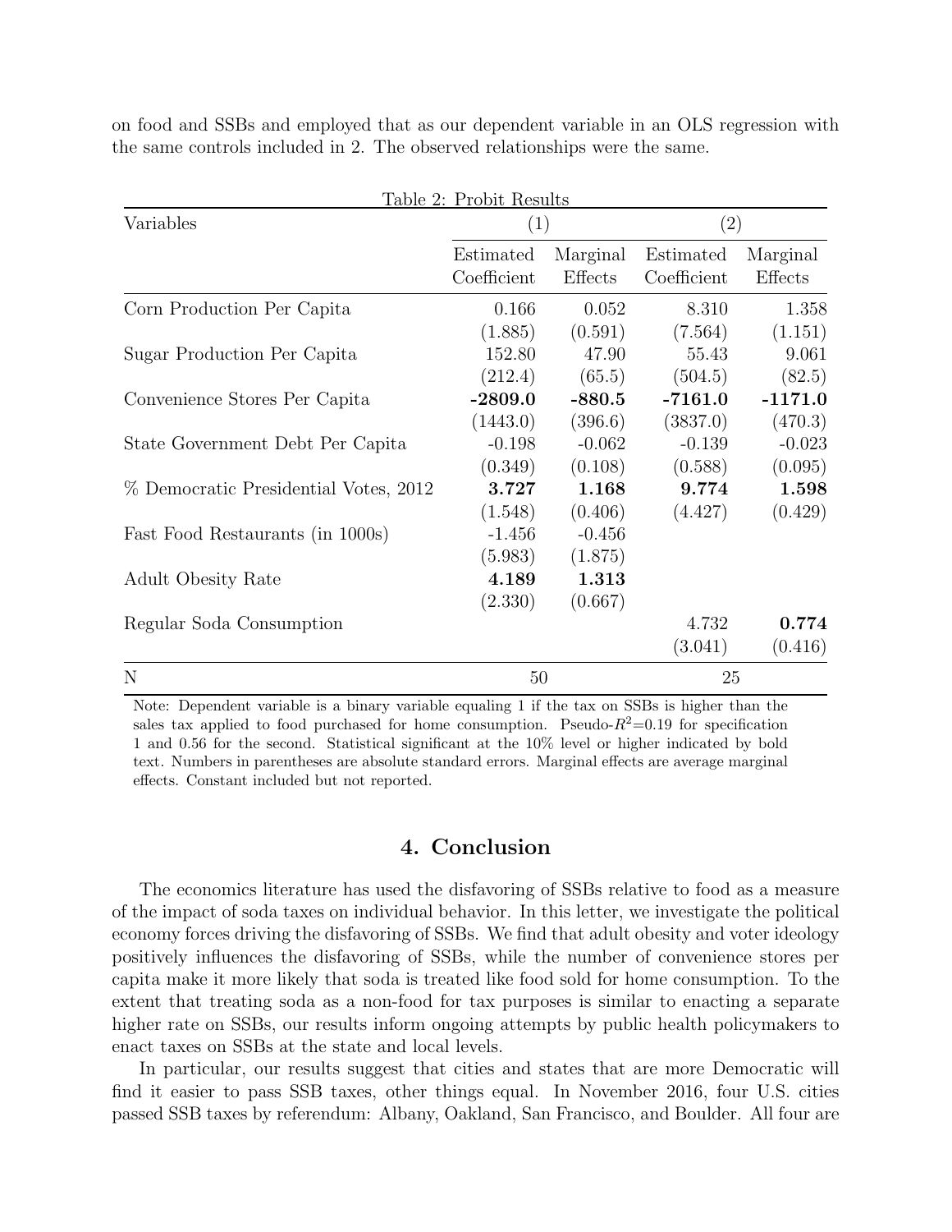on food and SSBs and employed that as our dependent variable in an OLS regression with the same controls included in 2. The observed relationships were the same.

Table 2: Probit Results

| Variables | (1) | | (2) | |
|---|---|---|---|---|
| | Estimated Coefficient | Marginal Effects | Estimated Coefficient | Marginal Effects |
| Corn Production Per Capita | 0.166 | 0.052 | 8.310 | 1.358 |
| | (1.885) | (0.591) | (7.564) | (1.151) |
| Sugar Production Per Capita | 152.80 | 47.90 | 55.43 | 9.061 |
| | (212.4) | (65.5) | (504.5) | (82.5) |
| Convenience Stores Per Capita | **-2809.0** | **-880.5** | **-7161.0** | **-1171.0** |
| | (1443.0) | (396.6) | (3837.0) | (470.3) |
| State Government Debt Per Capita | -0.198 | -0.062 | -0.139 | -0.023 |
| | (0.349) | (0.108) | (0.588) | (0.095) |
| % Democratic Presidential Votes, 2012 | **3.727** | **1.168** | **9.774** | **1.598** |
| | (1.548) | (0.406) | (4.427) | (0.429) |
| Fast Food Restaurants (in 1000s) | -1.456 | -0.456 | | |
| | (5.983) | (1.875) | | |
| Adult Obesity Rate | **4.189** | **1.313** | | |
| | (2.330) | (0.667) | | |
| Regular Soda Consumption | | | 4.732 | **0.774** |
| | | | (3.041) | (0.416) |
| N | 50 | | 25 | |

Note: Dependent variable is a binary variable equaling 1 if the tax on SSBs is higher than the sales tax applied to food purchased for home consumption. Pseudo-$R^2$=0.19 for specification 1 and 0.56 for the second. Statistical significant at the 10% level or higher indicated by bold text. Numbers in parentheses are absolute standard errors. Marginal effects are average marginal effects. Constant included but not reported.

## 4. Conclusion

The economics literature has used the disfavoring of SSBs relative to food as a measure of the impact of soda taxes on individual behavior. In this letter, we investigate the political economy forces driving the disfavoring of SSBs. We find that adult obesity and voter ideology positively influences the disfavoring of SSBs, while the number of convenience stores per capita make it more likely that soda is treated like food sold for home consumption. To the extent that treating soda as a non-food for tax purposes is similar to enacting a separate higher rate on SSBs, our results inform ongoing attempts by public health policymakers to enact taxes on SSBs at the state and local levels.

In particular, our results suggest that cities and states that are more Democratic will find it easier to pass SSB taxes, other things equal. In November 2016, four U.S. cities passed SSB taxes by referendum: Albany, Oakland, San Francisco, and Boulder. All four are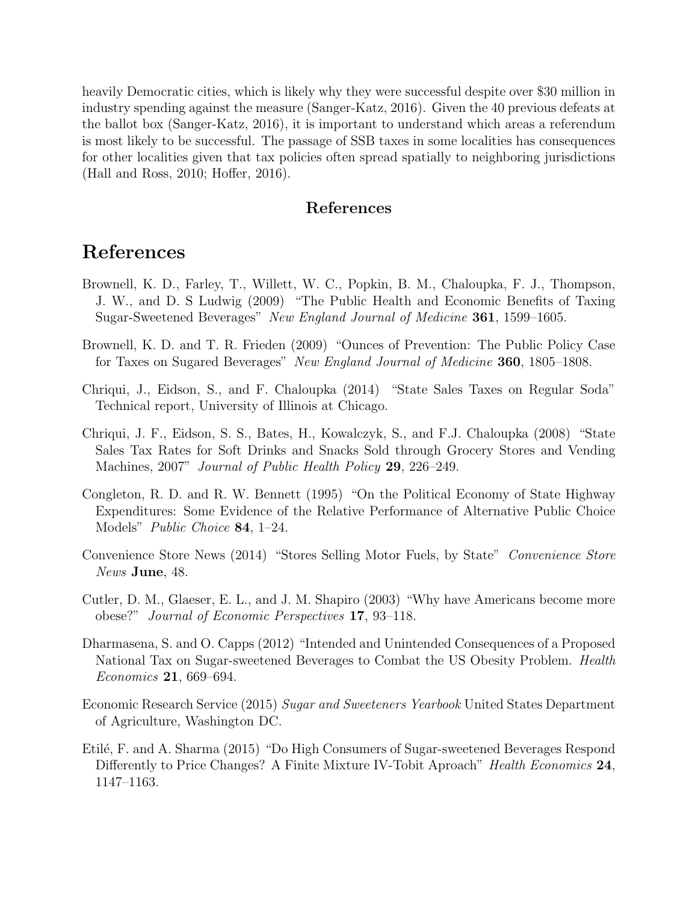heavily Democratic cities, which is likely why they were successful despite over $30 million in industry spending against the measure (Sanger-Katz, 2016). Given the 40 previous defeats at the ballot box (Sanger-Katz, 2016), it is important to understand which areas a referendum is most likely to be successful. The passage of SSB taxes in some localities has consequences for other localities given that tax policies often spread spatially to neighboring jurisdictions (Hall and Ross, 2010; Hoffer, 2016).

### References

# References

Brownell, K. D., Farley, T., Willett, W. C., Popkin, B. M., Chaloupka, F. J., Thompson, J. W., and D. S Ludwig (2009) "The Public Health and Economic Benefits of Taxing Sugar-Sweetened Beverages" *New England Journal of Medicine* **361**, 1599–1605.

Brownell, K. D. and T. R. Frieden (2009) "Ounces of Prevention: The Public Policy Case for Taxes on Sugared Beverages" *New England Journal of Medicine* **360**, 1805–1808.

Chriqui, J., Eidson, S., and F. Chaloupka (2014) "State Sales Taxes on Regular Soda" Technical report, University of Illinois at Chicago.

Chriqui, J. F., Eidson, S. S., Bates, H., Kowalczyk, S., and F.J. Chaloupka (2008) "State Sales Tax Rates for Soft Drinks and Snacks Sold through Grocery Stores and Vending Machines, 2007" *Journal of Public Health Policy* **29**, 226–249.

Congleton, R. D. and R. W. Bennett (1995) "On the Political Economy of State Highway Expenditures: Some Evidence of the Relative Performance of Alternative Public Choice Models" *Public Choice* **84**, 1–24.

Convenience Store News (2014) "Stores Selling Motor Fuels, by State" *Convenience Store News* **June**, 48.

Cutler, D. M., Glaeser, E. L., and J. M. Shapiro (2003) "Why have Americans become more obese?" *Journal of Economic Perspectives* **17**, 93–118.

Dharmasena, S. and O. Capps (2012) "Intended and Unintended Consequences of a Proposed National Tax on Sugar-sweetened Beverages to Combat the US Obesity Problem. *Health Economics* **21**, 669–694.

Economic Research Service (2015) *Sugar and Sweeteners Yearbook* United States Department of Agriculture, Washington DC.

Etilé, F. and A. Sharma (2015) "Do High Consumers of Sugar-sweetened Beverages Respond Differently to Price Changes? A Finite Mixture IV-Tobit Aproach" *Health Economics* **24**, 1147–1163.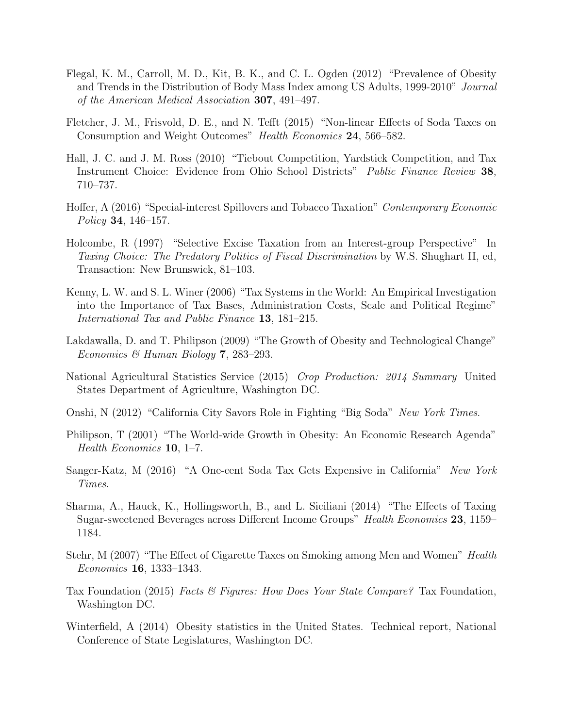Flegal, K. M., Carroll, M. D., Kit, B. K., and C. L. Ogden (2012) "Prevalence of Obesity and Trends in the Distribution of Body Mass Index among US Adults, 1999-2010" *Journal of the American Medical Association* **307**, 491–497.

Fletcher, J. M., Frisvold, D. E., and N. Tefft (2015) "Non-linear Effects of Soda Taxes on Consumption and Weight Outcomes" *Health Economics* **24**, 566–582.

Hall, J. C. and J. M. Ross (2010) "Tiebout Competition, Yardstick Competition, and Tax Instrument Choice: Evidence from Ohio School Districts" *Public Finance Review* **38**, 710–737.

Hoffer, A (2016) "Special-interest Spillovers and Tobacco Taxation" *Contemporary Economic Policy* **34**, 146–157.

Holcombe, R (1997) "Selective Excise Taxation from an Interest-group Perspective" In *Taxing Choice: The Predatory Politics of Fiscal Discrimination* by W.S. Shughart II, ed, Transaction: New Brunswick, 81–103.

Kenny, L. W. and S. L. Winer (2006) "Tax Systems in the World: An Empirical Investigation into the Importance of Tax Bases, Administration Costs, Scale and Political Regime" *International Tax and Public Finance* **13**, 181–215.

Lakdawalla, D. and T. Philipson (2009) "The Growth of Obesity and Technological Change" *Economics & Human Biology* **7**, 283–293.

National Agricultural Statistics Service (2015) *Crop Production: 2014 Summary* United States Department of Agriculture, Washington DC.

Onshi, N (2012) "California City Savors Role in Fighting "Big Soda" *New York Times*.

Philipson, T (2001) "The World-wide Growth in Obesity: An Economic Research Agenda" *Health Economics* **10**, 1–7.

Sanger-Katz, M (2016) "A One-cent Soda Tax Gets Expensive in California" *New York Times*.

Sharma, A., Hauck, K., Hollingsworth, B., and L. Siciliani (2014) "The Effects of Taxing Sugar-sweetened Beverages across Different Income Groups" *Health Economics* **23**, 1159–1184.

Stehr, M (2007) "The Effect of Cigarette Taxes on Smoking among Men and Women" *Health Economics* **16**, 1333–1343.

Tax Foundation (2015) *Facts & Figures: How Does Your State Compare?* Tax Foundation, Washington DC.

Winterfield, A (2014) Obesity statistics in the United States. Technical report, National Conference of State Legislatures, Washington DC.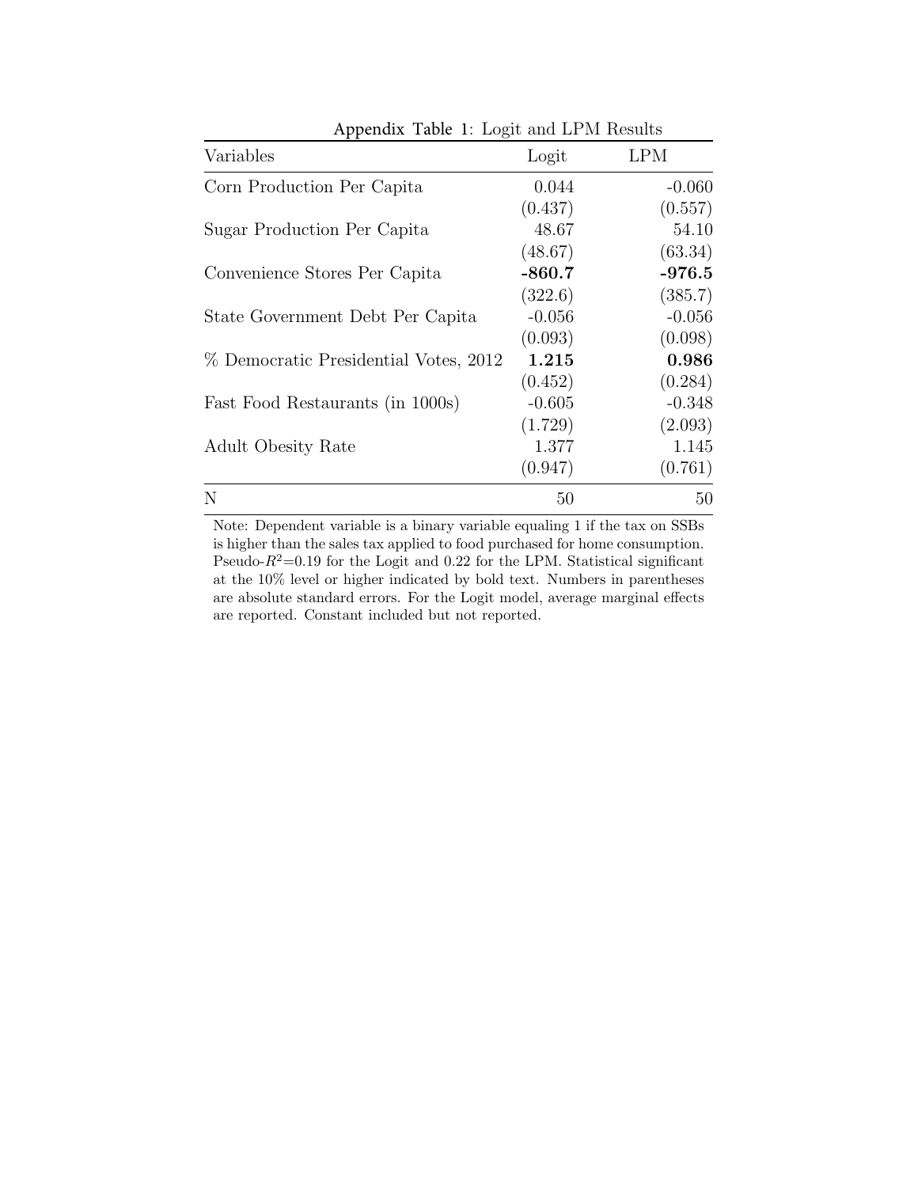Appendix Table 1: Logit and LPM Results

| Variables | Logit | LPM |
|---|---|---|
| Corn Production Per Capita | 0.044 | -0.060 |
| | (0.437) | (0.557) |
| Sugar Production Per Capita | 48.67 | 54.10 |
| | (48.67) | (63.34) |
| Convenience Stores Per Capita | **-860.7** | **-976.5** |
| | (322.6) | (385.7) |
| State Government Debt Per Capita | -0.056 | -0.056 |
| | (0.093) | (0.098) |
| % Democratic Presidential Votes, 2012 | **1.215** | **0.986** |
| | (0.452) | (0.284) |
| Fast Food Restaurants (in 1000s) | -0.605 | -0.348 |
| | (1.729) | (2.093) |
| Adult Obesity Rate | 1.377 | 1.145 |
| | (0.947) | (0.761) |
| N | 50 | 50 |

Note: Dependent variable is a binary variable equaling 1 if the tax on SSBs is higher than the sales tax applied to food purchased for home consumption. Pseudo-$R^2$=0.19 for the Logit and 0.22 for the LPM. Statistical significant at the 10% level or higher indicated by bold text. Numbers in parentheses are absolute standard errors. For the Logit model, average marginal effects are reported. Constant included but not reported.